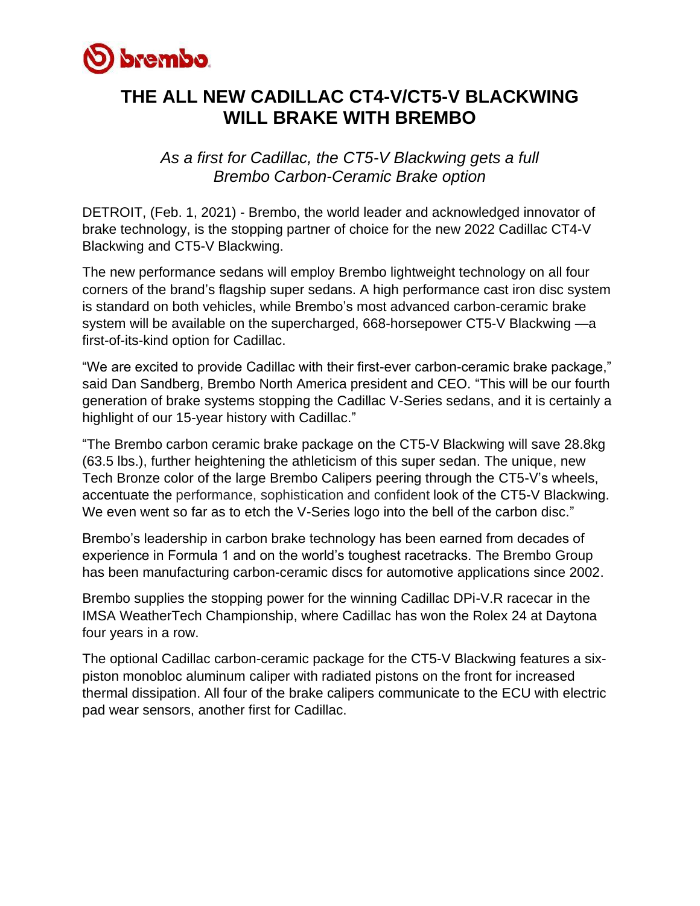# THE ALL NEW CADILLAC CT4-V/CT5-V BLACKWING WILL BRAKE WITH BREMBO

*As a first for Cadillac, the CT5-V Blackwing gets a full Brembo Carbon-Ceramic Brake option*

DETROIT, (Feb. 1, 2021) - Brembo, the world leader and acknowledged innovator of brake technology, is the stopping partner of choice for the new 2022 Cadillac CT4-V Blackwing and CT5-V Blackwing.

The new performance sedans will employ Brembo lightweight technology on all four corners of the brand's flagship super sedans. A high performance cast iron disc system is standard on both vehicles, while Brembo's most advanced carbon-ceramic brake system will be available on the supercharged, 668-horsepower CT5-V Blackwing —a first-of-its-kind option for Cadillac.

"We are excited to provide Cadillac with their first-ever carbon-ceramic brake package," said Dan Sandberg, Brembo North America president and CEO. "This will be our fourth generation of brake systems stopping the Cadillac V-Series sedans, and it is certainly a highlight of our 15-year history with Cadillac."

"The Brembo carbon ceramic brake package on the CT5-V Blackwing will save 28.8kg (63.5 lbs.), further heightening the athleticism of this super sedan. The unique, new Tech Bronze color of the large Brembo Calipers peering through the CT5-V's wheels, accentuate the performance, sophistication and confident look of the CT5-V Blackwing. We even went so far as to etch the V-Series logo into the bell of the carbon disc."

Brembo's leadership in carbon brake technology has been earned from decades of experience in Formula 1 and on the world's toughest racetracks. The Brembo Group has been manufacturing carbon-ceramic discs for automotive applications since 2002.

Brembo supplies the stopping power for the winning Cadillac DPi-V.R racecar in the IMSA WeatherTech Championship, where Cadillac has won the Rolex 24 at Daytona four years in a row.

The optional Cadillac carbon-ceramic package for the CT5-V Blackwing features a six-piston monobloc aluminum caliper with radiated pistons on the front for increased thermal dissipation. All four of the brake calipers communicate to the ECU with electric pad wear sensors, another first for Cadillac.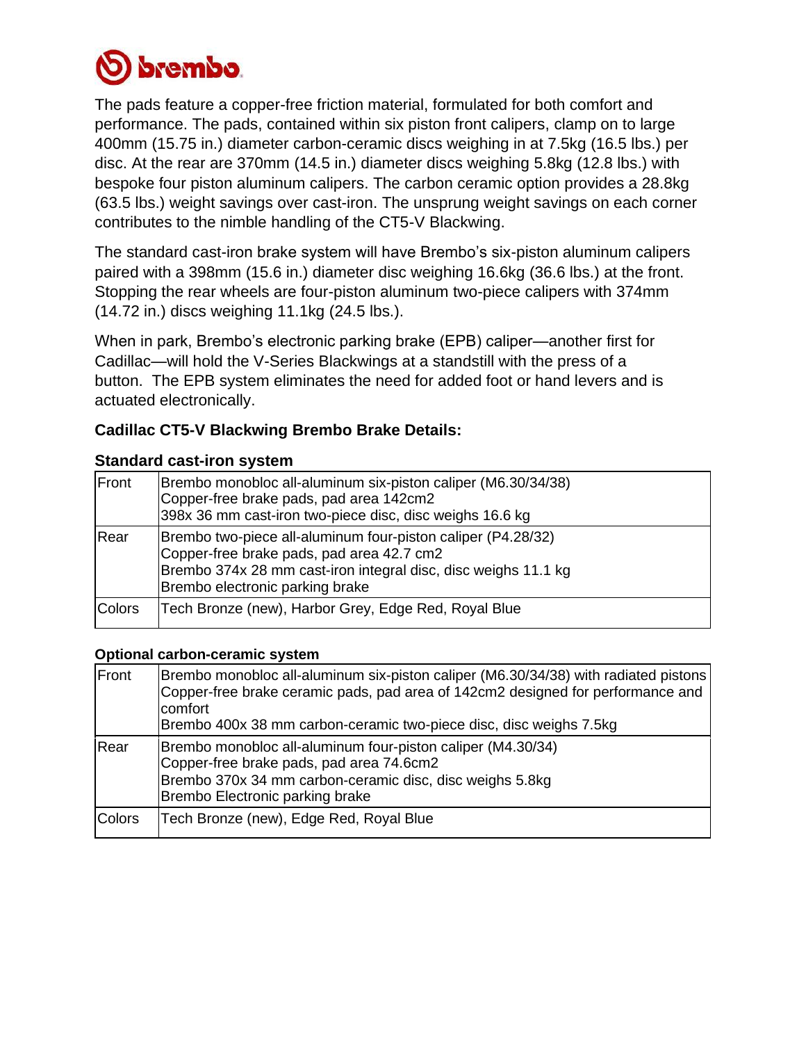The pads feature a copper-free friction material, formulated for both comfort and performance. The pads, contained within six piston front calipers, clamp on to large 400mm (15.75 in.) diameter carbon-ceramic discs weighing in at 7.5kg (16.5 lbs.) per disc. At the rear are 370mm (14.5 in.) diameter discs weighing 5.8kg (12.8 lbs.) with bespoke four piston aluminum calipers. The carbon ceramic option provides a 28.8kg (63.5 lbs.) weight savings over cast-iron. The unsprung weight savings on each corner contributes to the nimble handling of the CT5-V Blackwing.

The standard cast-iron brake system will have Brembo's six-piston aluminum calipers paired with a 398mm (15.6 in.) diameter disc weighing 16.6kg (36.6 lbs.) at the front. Stopping the rear wheels are four-piston aluminum two-piece calipers with 374mm (14.72 in.) discs weighing 11.1kg (24.5 lbs.).

When in park, Brembo's electronic parking brake (EPB) caliper—another first for Cadillac—will hold the V-Series Blackwings at a standstill with the press of a button. The EPB system eliminates the need for added foot or hand levers and is actuated electronically.

**Cadillac CT5-V Blackwing Brembo Brake Details:**

**Standard cast-iron system**

| | |
|---|---|
| Front | Brembo monobloc all-aluminum six-piston caliper (M6.30/34/38)<br>Copper-free brake pads, pad area 142cm2<br>398x 36 mm cast-iron two-piece disc, disc weighs 16.6 kg |
| Rear | Brembo two-piece all-aluminum four-piston caliper (P4.28/32)<br>Copper-free brake pads, pad area 42.7 cm2<br>Brembo 374x 28 mm cast-iron integral disc, disc weighs 11.1 kg<br>Brembo electronic parking brake |
| Colors | Tech Bronze (new), Harbor Grey, Edge Red, Royal Blue |

**Optional carbon-ceramic system**

| | |
|---|---|
| Front | Brembo monobloc all-aluminum six-piston caliper (M6.30/34/38) with radiated pistons<br>Copper-free brake ceramic pads, pad area of 142cm2 designed for performance and comfort<br>Brembo 400x 38 mm carbon-ceramic two-piece disc, disc weighs 7.5kg |
| Rear | Brembo monobloc all-aluminum four-piston caliper (M4.30/34)<br>Copper-free brake pads, pad area 74.6cm2<br>Brembo 370x 34 mm carbon-ceramic disc, disc weighs 5.8kg<br>Brembo Electronic parking brake |
| Colors | Tech Bronze (new), Edge Red, Royal Blue |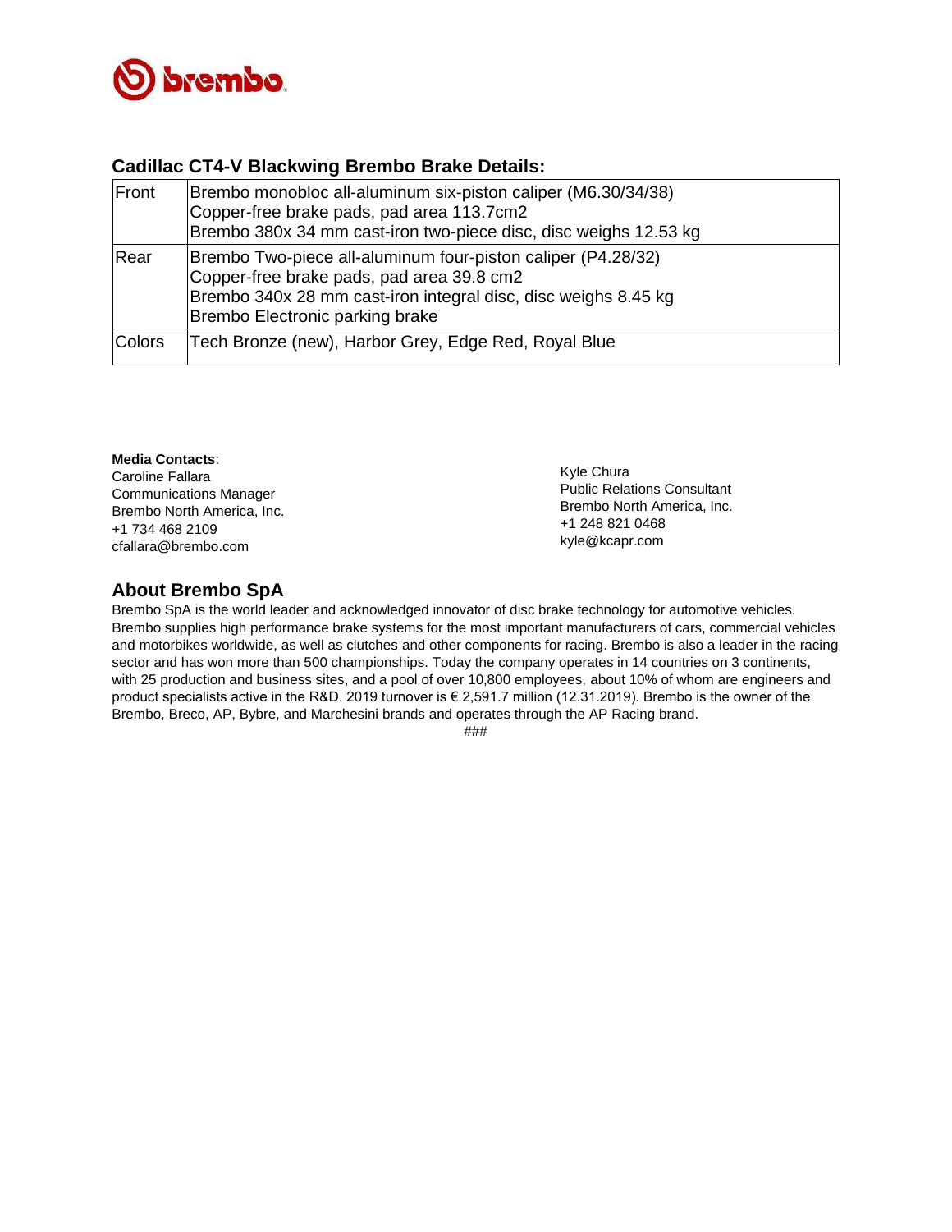## Cadillac CT4-V Blackwing Brembo Brake Details:

| | |
|---|---|
| Front | Brembo monobloc all-aluminum six-piston caliper (M6.30/34/38)<br>Copper-free brake pads, pad area 113.7cm2<br>Brembo 380x 34 mm cast-iron two-piece disc, disc weighs 12.53 kg |
| Rear | Brembo Two-piece all-aluminum four-piston caliper (P4.28/32)<br>Copper-free brake pads, pad area 39.8 cm2<br>Brembo 340x 28 mm cast-iron integral disc, disc weighs 8.45 kg<br>Brembo Electronic parking brake |
| Colors | Tech Bronze (new), Harbor Grey, Edge Red, Royal Blue |

**Media Contacts**:

Caroline Fallara
Communications Manager
Brembo North America, Inc.
+1 734 468 2109
cfallara@brembo.com

Kyle Chura
Public Relations Consultant
Brembo North America, Inc.
+1 248 821 0468
kyle@kcapr.com

## About Brembo SpA

Brembo SpA is the world leader and acknowledged innovator of disc brake technology for automotive vehicles. Brembo supplies high performance brake systems for the most important manufacturers of cars, commercial vehicles and motorbikes worldwide, as well as clutches and other components for racing. Brembo is also a leader in the racing sector and has won more than 500 championships. Today the company operates in 14 countries on 3 continents, with 25 production and business sites, and a pool of over 10,800 employees, about 10% of whom are engineers and product specialists active in the R&D. 2019 turnover is € 2,591.7 million (12.31.2019). Brembo is the owner of the Brembo, Breco, AP, Bybre, and Marchesini brands and operates through the AP Racing brand.

###